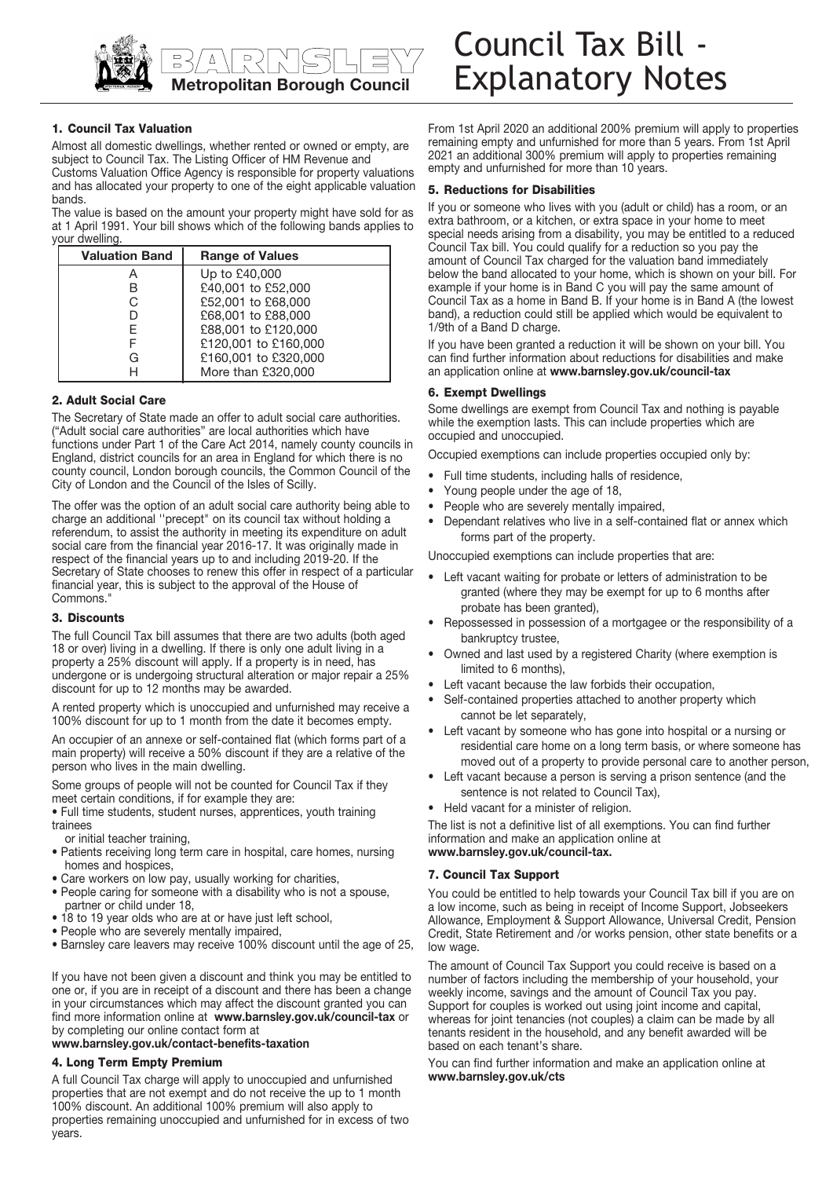# Council Tax Bill - Explanatory Notes

Barnsley Metropolitan Borough Council

### 1. Council Tax Valuation

Almost all domestic dwellings, whether rented or owned or empty, are subject to Council Tax. The Listing Officer of HM Revenue and Customs Valuation Office Agency is responsible for property valuations and has allocated your property to one of the eight applicable valuation bands.

The value is based on the amount your property might have sold for as at 1 April 1991. Your bill shows which of the following bands applies to your dwelling.

| Valuation Band | Range of Values |
|---|---|
| A | Up to £40,000 |
| B | £40,001 to £52,000 |
| C | £52,001 to £68,000 |
| D | £68,001 to £88,000 |
| E | £88,001 to £120,000 |
| F | £120,001 to £160,000 |
| G | £160,001 to £320,000 |
| H | More than £320,000 |

### 2. Adult Social Care

The Secretary of State made an offer to adult social care authorities. ("Adult social care authorities" are local authorities which have functions under Part 1 of the Care Act 2014, namely county councils in England, district councils for an area in England for which there is no county council, London borough councils, the Common Council of the City of London and the Council of the Isles of Scilly.

The offer was the option of an adult social care authority being able to charge an additional "precept" on its council tax without holding a referendum, to assist the authority in meeting its expenditure on adult social care from the financial year 2016-17. It was originally made in respect of the financial years up to and including 2019-20. If the Secretary of State chooses to renew this offer in respect of a particular financial year, this is subject to the approval of the House of Commons."

### 3. Discounts

The full Council Tax bill assumes that there are two adults (both aged 18 or over) living in a dwelling. If there is only one adult living in a property a 25% discount will apply. If a property is in need, has undergone or is undergoing structural alteration or major repair a 25% discount for up to 12 months may be awarded.

A rented property which is unoccupied and unfurnished may receive a 100% discount for up to 1 month from the date it becomes empty.

An occupier of an annexe or self-contained flat (which forms part of a main property) will receive a 50% discount if they are a relative of the person who lives in the main dwelling.

Some groups of people will not be counted for Council Tax if they meet certain conditions, if for example they are:

- Full time students, student nurses, apprentices, youth training trainees or initial teacher training,
- Patients receiving long term care in hospital, care homes, nursing homes and hospices,
- Care workers on low pay, usually working for charities,
- People caring for someone with a disability who is not a spouse, partner or child under 18,
- 18 to 19 year olds who are at or have just left school,
- People who are severely mentally impaired,
- Barnsley care leavers may receive 100% discount until the age of 25,

If you have not been given a discount and think you may be entitled to one or, if you are in receipt of a discount and there has been a change in your circumstances which may affect the discount granted you can find more information online at **www.barnsley.gov.uk/council-tax** or by completing our online contact form at **www.barnsley.gov.uk/contact-benefits-taxation**

### 4. Long Term Empty Premium

A full Council Tax charge will apply to unoccupied and unfurnished properties that are not exempt and do not receive the up to 1 month 100% discount. An additional 100% premium will also apply to properties remaining unoccupied and unfurnished for in excess of two years.

From 1st April 2020 an additional 200% premium will apply to properties remaining empty and unfurnished for more than 5 years. From 1st April 2021 an additional 300% premium will apply to properties remaining empty and unfurnished for more than 10 years.

### 5. Reductions for Disabilities

If you or someone who lives with you (adult or child) has a room, or an extra bathroom, or a kitchen, or extra space in your home to meet special needs arising from a disability, you may be entitled to a reduced Council Tax bill. You could qualify for a reduction so you pay the amount of Council Tax charged for the valuation band immediately below the band allocated to your home, which is shown on your bill. For example if your home is in Band C you will pay the same amount of Council Tax as a home in Band B. If your home is in Band A (the lowest band), a reduction could still be applied which would be equivalent to 1/9th of a Band D charge.

If you have been granted a reduction it will be shown on your bill. You can find further information about reductions for disabilities and make an application online at **www.barnsley.gov.uk/council-tax**

### 6. Exempt Dwellings

Some dwellings are exempt from Council Tax and nothing is payable while the exemption lasts. This can include properties which are occupied and unoccupied.

Occupied exemptions can include properties occupied only by:

- Full time students, including halls of residence,
- Young people under the age of 18,
- People who are severely mentally impaired,
- Dependant relatives who live in a self-contained flat or annex which forms part of the property.

Unoccupied exemptions can include properties that are:

- Left vacant waiting for probate or letters of administration to be granted (where they may be exempt for up to 6 months after probate has been granted),
- Repossessed in possession of a mortgagee or the responsibility of a bankruptcy trustee,
- Owned and last used by a registered Charity (where exemption is limited to 6 months),
- Left vacant because the law forbids their occupation,
- Self-contained properties attached to another property which cannot be let separately,
- Left vacant by someone who has gone into hospital or a nursing or residential care home on a long term basis, or where someone has moved out of a property to provide personal care to another person,
- Left vacant because a person is serving a prison sentence (and the sentence is not related to Council Tax),
- Held vacant for a minister of religion.

The list is not a definitive list of all exemptions. You can find further information and make an application online at **www.barnsley.gov.uk/council-tax.**

### 7. Council Tax Support

You could be entitled to help towards your Council Tax bill if you are on a low income, such as being in receipt of Income Support, Jobseekers Allowance, Employment & Support Allowance, Universal Credit, Pension Credit, State Retirement and /or works pension, other state benefits or a low wage.

The amount of Council Tax Support you could receive is based on a number of factors including the membership of your household, your weekly income, savings and the amount of Council Tax you pay. Support for couples is worked out using joint income and capital, whereas for joint tenancies (not couples) a claim can be made by all tenants resident in the household, and any benefit awarded will be based on each tenant's share.

You can find further information and make an application online at **www.barnsley.gov.uk/cts**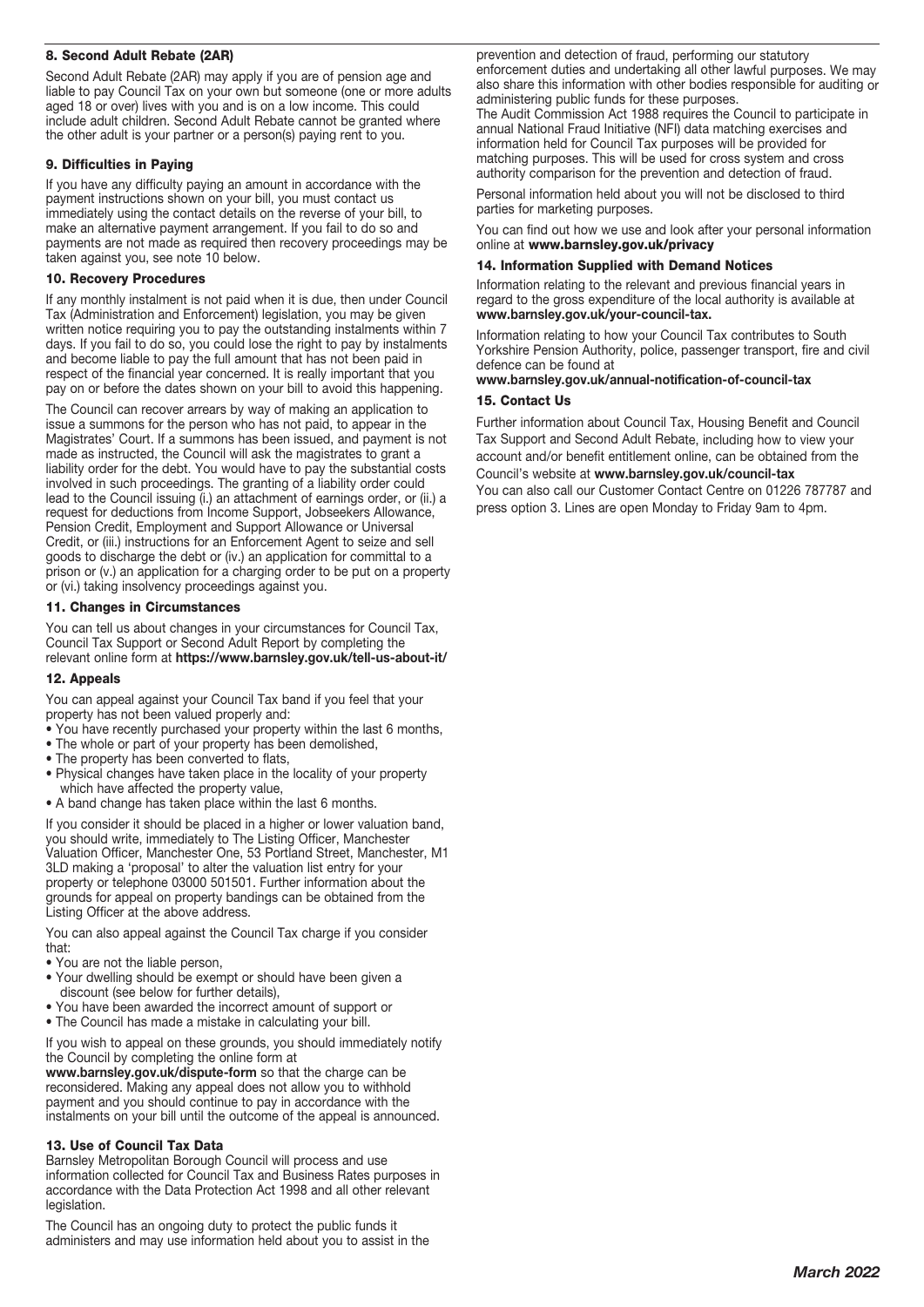### 8. Second Adult Rebate (2AR)

Second Adult Rebate (2AR) may apply if you are of pension age and liable to pay Council Tax on your own but someone (one or more adults aged 18 or over) lives with you and is on a low income. This could include adult children. Second Adult Rebate cannot be granted where the other adult is your partner or a person(s) paying rent to you.

### 9. Difficulties in Paying

If you have any difficulty paying an amount in accordance with the payment instructions shown on your bill, you must contact us immediately using the contact details on the reverse of your bill, to make an alternative payment arrangement. If you fail to do so and payments are not made as required then recovery proceedings may be taken against you, see note 10 below.

### 10. Recovery Procedures

If any monthly instalment is not paid when it is due, then under Council Tax (Administration and Enforcement) legislation, you may be given written notice requiring you to pay the outstanding instalments within 7 days. If you fail to do so, you could lose the right to pay by instalments and become liable to pay the full amount that has not been paid in respect of the financial year concerned. It is really important that you pay on or before the dates shown on your bill to avoid this happening.

The Council can recover arrears by way of making an application to issue a summons for the person who has not paid, to appear in the Magistrates' Court. If a summons has been issued, and payment is not made as instructed, the Council will ask the magistrates to grant a liability order for the debt. You would have to pay the substantial costs involved in such proceedings. The granting of a liability order could lead to the Council issuing (i.) an attachment of earnings order, or (ii.) a request for deductions from Income Support, Jobseekers Allowance, Pension Credit, Employment and Support Allowance or Universal Credit, or (iii.) instructions for an Enforcement Agent to seize and sell goods to discharge the debt or (iv.) an application for committal to a prison or (v.) an application for a charging order to be put on a property or (vi.) taking insolvency proceedings against you.

### 11. Changes in Circumstances

You can tell us about changes in your circumstances for Council Tax, Council Tax Support or Second Adult Report by completing the relevant online form at **https://www.barnsley.gov.uk/tell-us-about-it/**

### 12. Appeals

You can appeal against your Council Tax band if you feel that your property has not been valued properly and:

- You have recently purchased your property within the last 6 months,
- The whole or part of your property has been demolished,
- The property has been converted to flats,
- Physical changes have taken place in the locality of your property which have affected the property value,
- A band change has taken place within the last 6 months.

If you consider it should be placed in a higher or lower valuation band, you should write, immediately to The Listing Officer, Manchester Valuation Officer, Manchester One, 53 Portland Street, Manchester, M1 3LD making a 'proposal' to alter the valuation list entry for your property or telephone 03000 501501. Further information about the grounds for appeal on property bandings can be obtained from the Listing Officer at the above address.

You can also appeal against the Council Tax charge if you consider that:

- You are not the liable person,
- Your dwelling should be exempt or should have been given a discount (see below for further details),
- You have been awarded the incorrect amount of support or
- The Council has made a mistake in calculating your bill.

If you wish to appeal on these grounds, you should immediately notify the Council by completing the online form at **www.barnsley.gov.uk/dispute-form** so that the charge can be reconsidered. Making any appeal does not allow you to withhold payment and you should continue to pay in accordance with the instalments on your bill until the outcome of the appeal is announced.

### 13. Use of Council Tax Data

Barnsley Metropolitan Borough Council will process and use information collected for Council Tax and Business Rates purposes in accordance with the Data Protection Act 1998 and all other relevant legislation.

The Council has an ongoing duty to protect the public funds it administers and may use information held about you to assist in the prevention and detection of fraud, performing our statutory enforcement duties and undertaking all other lawful purposes. We may also share this information with other bodies responsible for auditing or administering public funds for these purposes.
The Audit Commission Act 1988 requires the Council to participate in annual National Fraud Initiative (NFI) data matching exercises and information held for Council Tax purposes will be provided for matching purposes. This will be used for cross system and cross authority comparison for the prevention and detection of fraud.

Personal information held about you will not be disclosed to third parties for marketing purposes.

You can find out how we use and look after your personal information online at **www.barnsley.gov.uk/privacy**

### 14. Information Supplied with Demand Notices

Information relating to the relevant and previous financial years in regard to the gross expenditure of the local authority is available at **www.barnsley.gov.uk/your-council-tax.**

Information relating to how your Council Tax contributes to South Yorkshire Pension Authority, police, passenger transport, fire and civil defence can be found at
**www.barnsley.gov.uk/annual-notification-of-council-tax**

### 15. Contact Us

Further information about Council Tax, Housing Benefit and Council Tax Support and Second Adult Rebate, including how to view your account and/or benefit entitlement online, can be obtained from the Council's website at **www.barnsley.gov.uk/council-tax**
You can also call our Customer Contact Centre on 01226 787787 and press option 3. Lines are open Monday to Friday 9am to 4pm.

***March 2022***